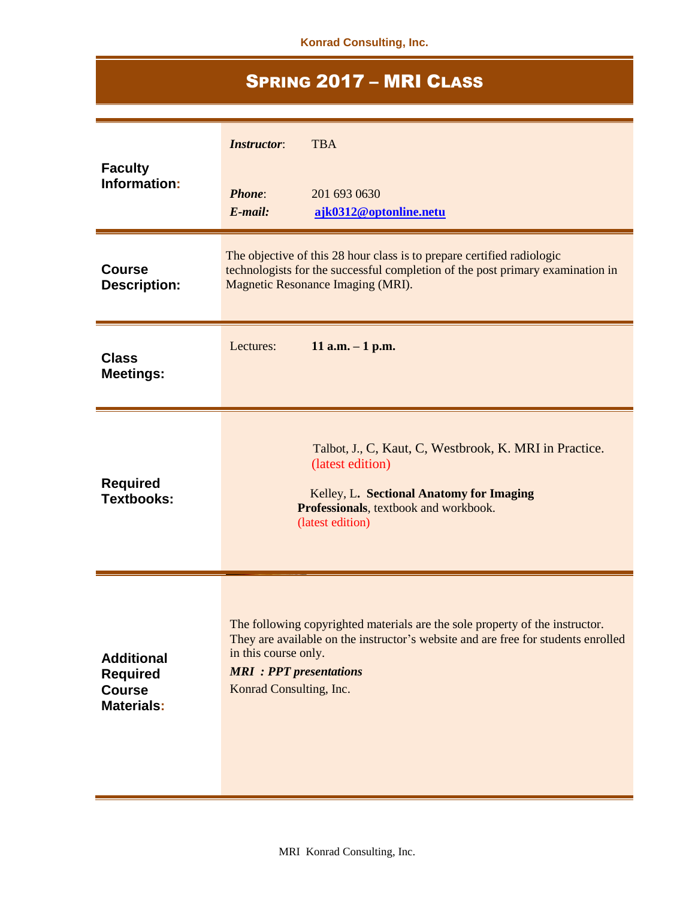# Spring 2017 – MRI Class

| | |
|---|---|
| **Faculty Information:** | ***Instructor***: TBA<br><br>***Phone***: 201 693 0630<br>***E-mail:*** **ajk0312@optonline.netu** |
| **Course Description:** | The objective of this 28 hour class is to prepare certified radiologic technologists for the successful completion of the post primary examination in Magnetic Resonance Imaging (MRI). |
| **Class Meetings:** | Lectures: **11 a.m. – 1 p.m.** |
| **Required Textbooks:** | Talbot, J., C, Kaut, C, Westbrook, K. MRI in Practice. (latest edition)<br><br>Kelley, L**. Sectional Anatomy for Imaging Professionals**, textbook and workbook. (latest edition) |
| **Additional Required Course Materials:** | The following copyrighted materials are the sole property of the instructor. They are available on the instructor's website and are free for students enrolled in this course only.<br>***MRI : PPT presentations***<br>Konrad Consulting, Inc. |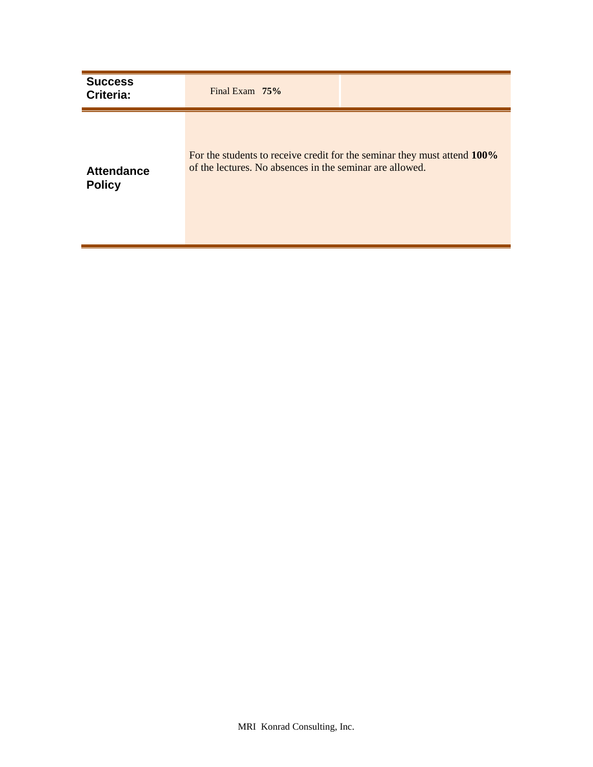| | | |
|---|---|---|
| **Success Criteria:** | Final Exam **75%** | |
| **Attendance Policy** | For the students to receive credit for the seminar they must attend **100%** of the lectures. No absences in the seminar are allowed. | |

MRI Konrad Consulting, Inc.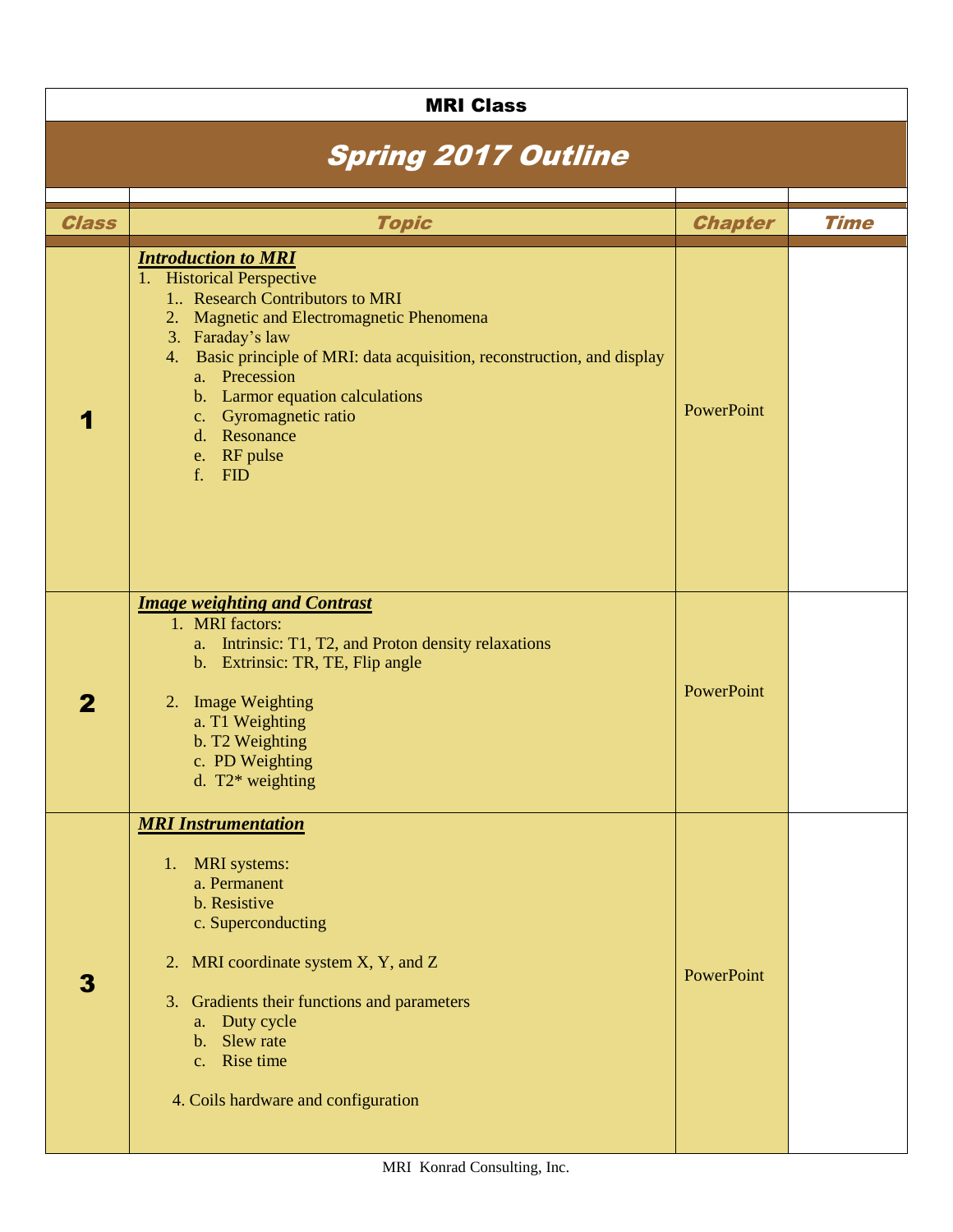# MRI Class

## Spring 2017 Outline

| Class | Topic | Chapter | Time |
|---|---|---|---|
| **1** | ***Introduction to MRI***<br>1. Historical Perspective<br>&nbsp;&nbsp;1.. Research Contributors to MRI<br>&nbsp;&nbsp;2. Magnetic and Electromagnetic Phenomena<br>&nbsp;&nbsp;3. Faraday's law<br>&nbsp;&nbsp;4. Basic principle of MRI: data acquisition, reconstruction, and display<br>&nbsp;&nbsp;&nbsp;&nbsp;a. Precession<br>&nbsp;&nbsp;&nbsp;&nbsp;b. Larmor equation calculations<br>&nbsp;&nbsp;&nbsp;&nbsp;c. Gyromagnetic ratio<br>&nbsp;&nbsp;&nbsp;&nbsp;d. Resonance<br>&nbsp;&nbsp;&nbsp;&nbsp;e. RF pulse<br>&nbsp;&nbsp;&nbsp;&nbsp;f. FID | PowerPoint | |
| **2** | ***Image weighting and Contrast***<br>1. MRI factors:<br>&nbsp;&nbsp;a. Intrinsic: T1, T2, and Proton density relaxations<br>&nbsp;&nbsp;b. Extrinsic: TR, TE, Flip angle<br>2. Image Weighting<br>&nbsp;&nbsp;a. T1 Weighting<br>&nbsp;&nbsp;b. T2 Weighting<br>&nbsp;&nbsp;c. PD Weighting<br>&nbsp;&nbsp;d. T2* weighting | PowerPoint | |
| **3** | ***MRI Instrumentation***<br>1. MRI systems:<br>&nbsp;&nbsp;a. Permanent<br>&nbsp;&nbsp;b. Resistive<br>&nbsp;&nbsp;c. Superconducting<br>2. MRI coordinate system X, Y, and Z<br>3. Gradients their functions and parameters<br>&nbsp;&nbsp;a. Duty cycle<br>&nbsp;&nbsp;b. Slew rate<br>&nbsp;&nbsp;c. Rise time<br>4. Coils hardware and configuration | PowerPoint | |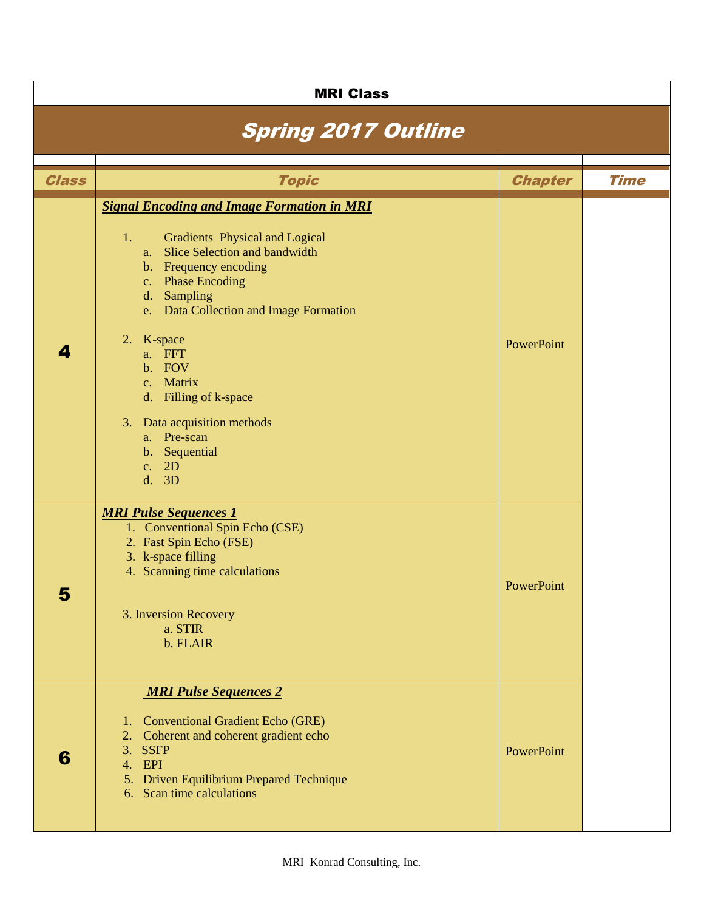**MRI Class**

# *Spring 2017 Outline*

| Class | Topic | Chapter | Time |
|---|---|---|---|
| **4** | ***Signal Encoding and Image Formation in MRI***<br><br>1. Gradients Physical and Logical<br>a. Slice Selection and bandwidth<br>b. Frequency encoding<br>c. Phase Encoding<br>d. Sampling<br>e. Data Collection and Image Formation<br><br>2. K-space<br>a. FFT<br>b. FOV<br>c. Matrix<br>d. Filling of k-space<br><br>3. Data acquisition methods<br>a. Pre-scan<br>b. Sequential<br>c. 2D<br>d. 3D | PowerPoint | |
| **5** | ***MRI Pulse Sequences 1***<br>1. Conventional Spin Echo (CSE)<br>2. Fast Spin Echo (FSE)<br>3. k-space filling<br>4. Scanning time calculations<br><br>3. Inversion Recovery<br>a. STIR<br>b. FLAIR | PowerPoint | |
| **6** | ***MRI Pulse Sequences 2***<br><br>1. Conventional Gradient Echo (GRE)<br>2. Coherent and coherent gradient echo<br>3. SSFP<br>4. EPI<br>5. Driven Equilibrium Prepared Technique<br>6. Scan time calculations | PowerPoint | |

MRI Konrad Consulting, Inc.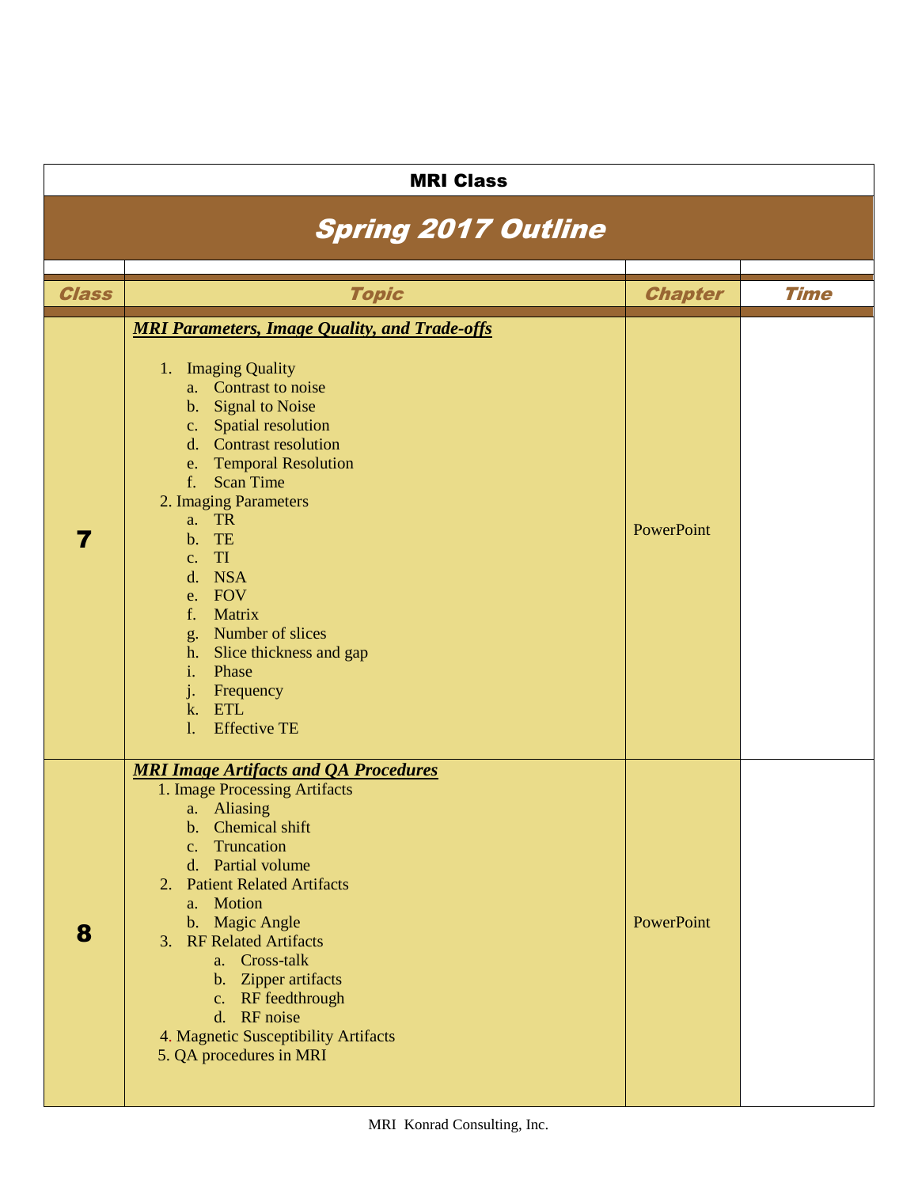**MRI Class**

## *Spring 2017 Outline*

| Class | Topic | Chapter | Time |
|---|---|---|---|
| **7** | ***MRI Parameters, Image Quality, and Trade-offs***<br><br>1. Imaging Quality<br>a. Contrast to noise<br>b. Signal to Noise<br>c. Spatial resolution<br>d. Contrast resolution<br>e. Temporal Resolution<br>f. Scan Time<br>2. Imaging Parameters<br>a. TR<br>b. TE<br>c. TI<br>d. NSA<br>e. FOV<br>f. Matrix<br>g. Number of slices<br>h. Slice thickness and gap<br>i. Phase<br>j. Frequency<br>k. ETL<br>l. Effective TE | PowerPoint | |
| **8** | ***MRI Image Artifacts and QA Procedures***<br>1. Image Processing Artifacts<br>a. Aliasing<br>b. Chemical shift<br>c. Truncation<br>d. Partial volume<br>2. Patient Related Artifacts<br>a. Motion<br>b. Magic Angle<br>3. RF Related Artifacts<br>a. Cross-talk<br>b. Zipper artifacts<br>c. RF feedthrough<br>d. RF noise<br>4. Magnetic Susceptibility Artifacts<br>5. QA procedures in MRI | PowerPoint | |

MRI Konrad Consulting, Inc.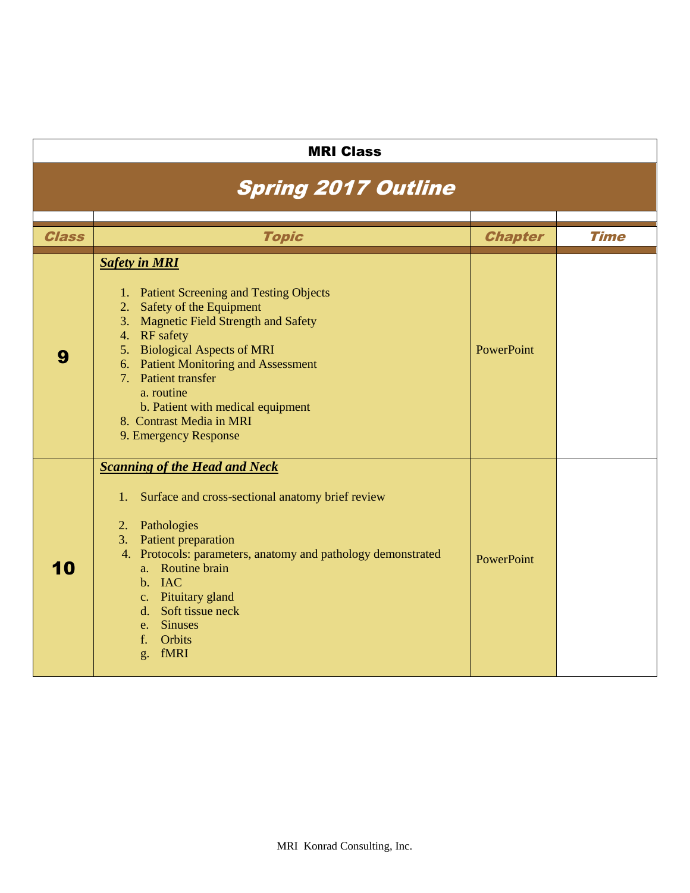**MRI Class**

# Spring 2017 Outline

| Class | Topic | Chapter | Time |
|---|---|---|---|
| **9** | ***Safety in MRI***<br><br>1. Patient Screening and Testing Objects<br>2. Safety of the Equipment<br>3. Magnetic Field Strength and Safety<br>4. RF safety<br>5. Biological Aspects of MRI<br>6. Patient Monitoring and Assessment<br>7. Patient transfer<br>a. routine<br>b. Patient with medical equipment<br>8. Contrast Media in MRI<br>9. Emergency Response | PowerPoint | |
| **10** | ***Scanning of the Head and Neck***<br><br>1. Surface and cross-sectional anatomy brief review<br><br>2. Pathologies<br>3. Patient preparation<br>4. Protocols: parameters, anatomy and pathology demonstrated<br>a. Routine brain<br>b. IAC<br>c. Pituitary gland<br>d. Soft tissue neck<br>e. Sinuses<br>f. Orbits<br>g. fMRI | PowerPoint | |

MRI Konrad Consulting, Inc.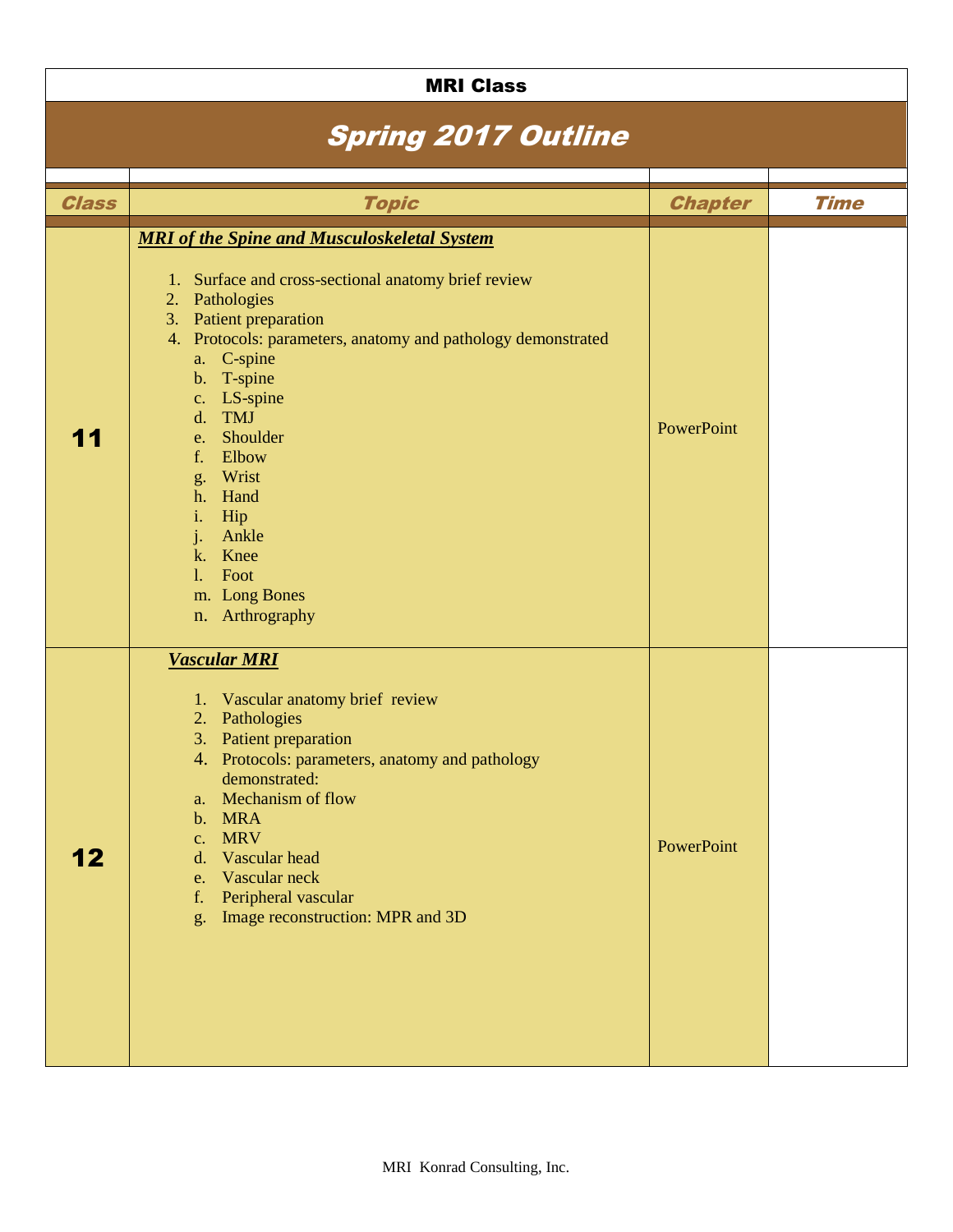# MRI Class

## Spring 2017 Outline

| Class | Topic | Chapter | Time |
|---|---|---|---|
| **11** | ***MRI of the Spine and Musculoskeletal System***<br><br>1. Surface and cross-sectional anatomy brief review<br>2. Pathologies<br>3. Patient preparation<br>4. Protocols: parameters, anatomy and pathology demonstrated<br>a. C-spine<br>b. T-spine<br>c. LS-spine<br>d. TMJ<br>e. Shoulder<br>f. Elbow<br>g. Wrist<br>h. Hand<br>i. Hip<br>j. Ankle<br>k. Knee<br>l. Foot<br>m. Long Bones<br>n. Arthrography | PowerPoint | |
| **12** | ***Vascular MRI***<br><br>1. Vascular anatomy brief review<br>2. Pathologies<br>3. Patient preparation<br>4. Protocols: parameters, anatomy and pathology demonstrated:<br>a. Mechanism of flow<br>b. MRA<br>c. MRV<br>d. Vascular head<br>e. Vascular neck<br>f. Peripheral vascular<br>g. Image reconstruction: MPR and 3D | PowerPoint | |

MRI Konrad Consulting, Inc.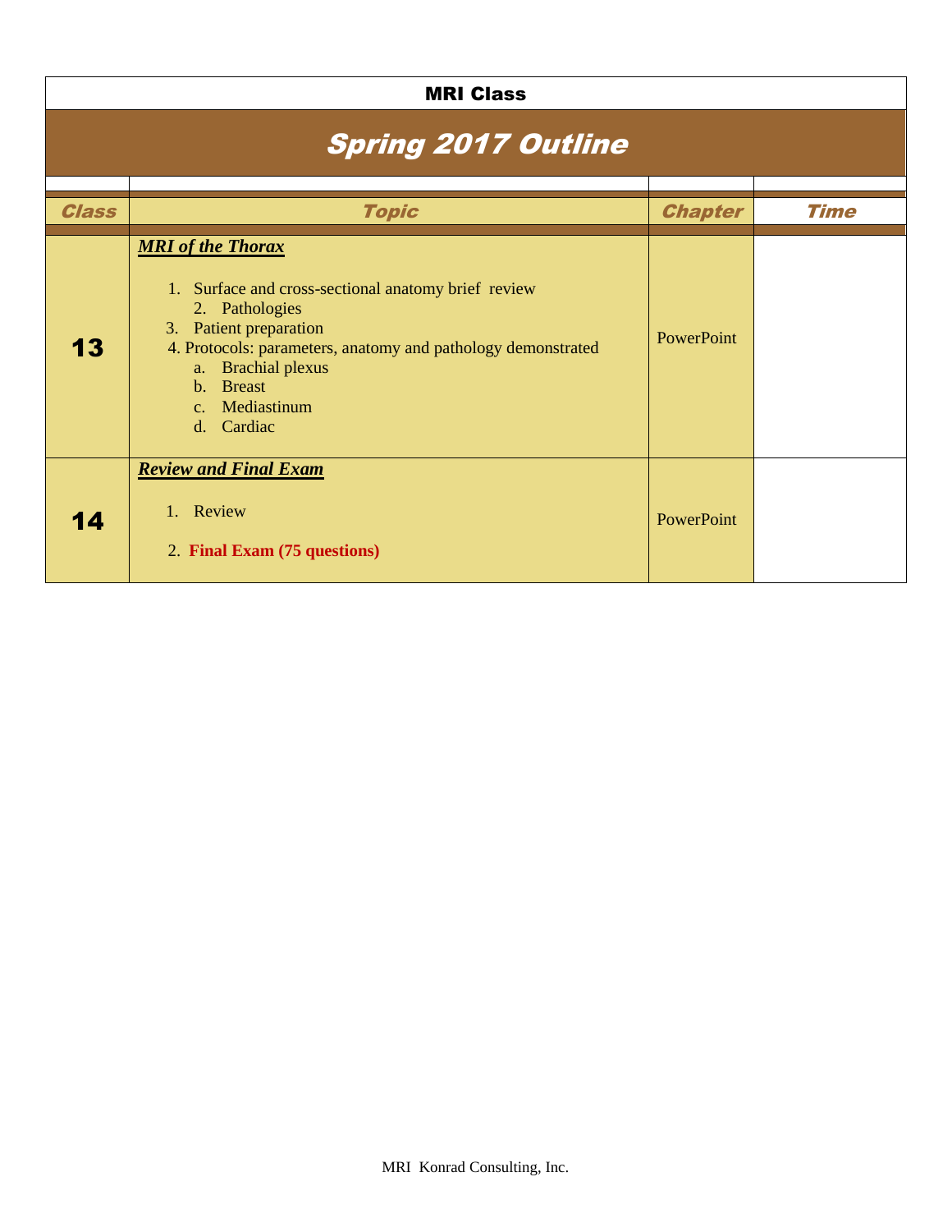# MRI Class

## Spring 2017 Outline

| Class | Topic | Chapter | Time |
|---|---|---|---|
| **13** | ***MRI of the Thorax***<br><br>1. Surface and cross-sectional anatomy brief review<br>2. Pathologies<br>3. Patient preparation<br>4. Protocols: parameters, anatomy and pathology demonstrated<br>a. Brachial plexus<br>b. Breast<br>c. Mediastinum<br>d. Cardiac | PowerPoint | |
| **14** | ***Review and Final Exam***<br><br>1. Review<br><br>2. **Final Exam (75 questions)** | PowerPoint | |

MRI Konrad Consulting, Inc.